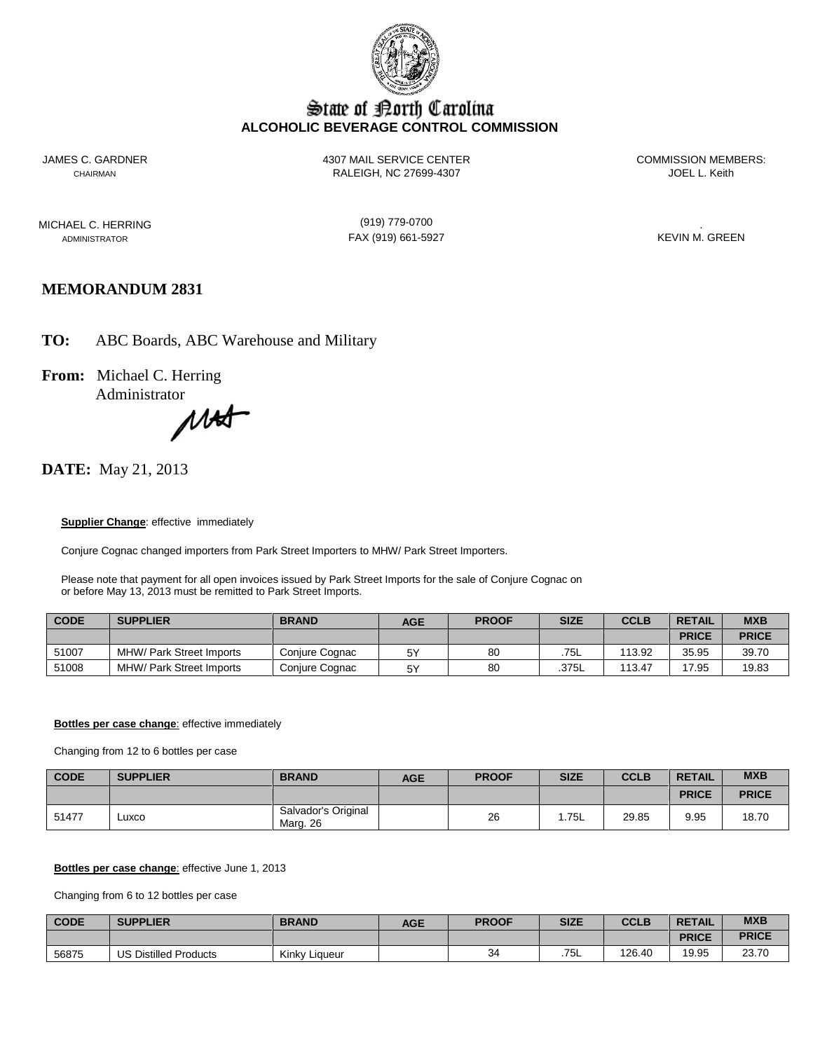# State of North Carolina
**ALCOHOLIC BEVERAGE CONTROL COMMISSION**

JAMES C. GARDNER
CHAIRMAN

4307 MAIL SERVICE CENTER
RALEIGH, NC 27699-4307

COMMISSION MEMBERS:
JOEL L. Keith

MICHAEL C. HERRING
ADMINISTRATOR

(919) 779-0700
FAX (919) 661-5927

KEVIN M. GREEN

## MEMORANDUM 2831

**TO:** ABC Boards, ABC Warehouse and Military

**From:** Michael C. Herring
Administrator

**DATE:** May 21, 2013

**Supplier Change**: effective immediately

Conjure Cognac changed importers from Park Street Importers to MHW/ Park Street Importers.

Please note that payment for all open invoices issued by Park Street Imports for the sale of Conjure Cognac on or before May 13, 2013 must be remitted to Park Street Imports.

| CODE | SUPPLIER | BRAND | AGE | PROOF | SIZE | CCLB | RETAIL | MXB |
|---|---|---|---|---|---|---|---|---|
| | | | | | | | PRICE | PRICE |
| 51007 | MHW/ Park Street Imports | Conjure Cognac | 5Y | 80 | .75L | 113.92 | 35.95 | 39.70 |
| 51008 | MHW/ Park Street Imports | Conjure Cognac | 5Y | 80 | .375L | 113.47 | 17.95 | 19.83 |

**Bottles per case change**: effective immediately

Changing from 12 to 6 bottles per case

| CODE | SUPPLIER | BRAND | AGE | PROOF | SIZE | CCLB | RETAIL | MXB |
|---|---|---|---|---|---|---|---|---|
| | | | | | | | PRICE | PRICE |
| 51477 | Luxco | Salvador's Original Marg. 26 | | 26 | 1.75L | 29.85 | 9.95 | 18.70 |

**Bottles per case change**: effective June 1, 2013

Changing from 6 to 12 bottles per case

| CODE | SUPPLIER | BRAND | AGE | PROOF | SIZE | CCLB | RETAIL | MXB |
|---|---|---|---|---|---|---|---|---|
| | | | | | | | PRICE | PRICE |
| 56875 | US Distilled Products | Kinky Liqueur | | 34 | .75L | 126.40 | 19.95 | 23.70 |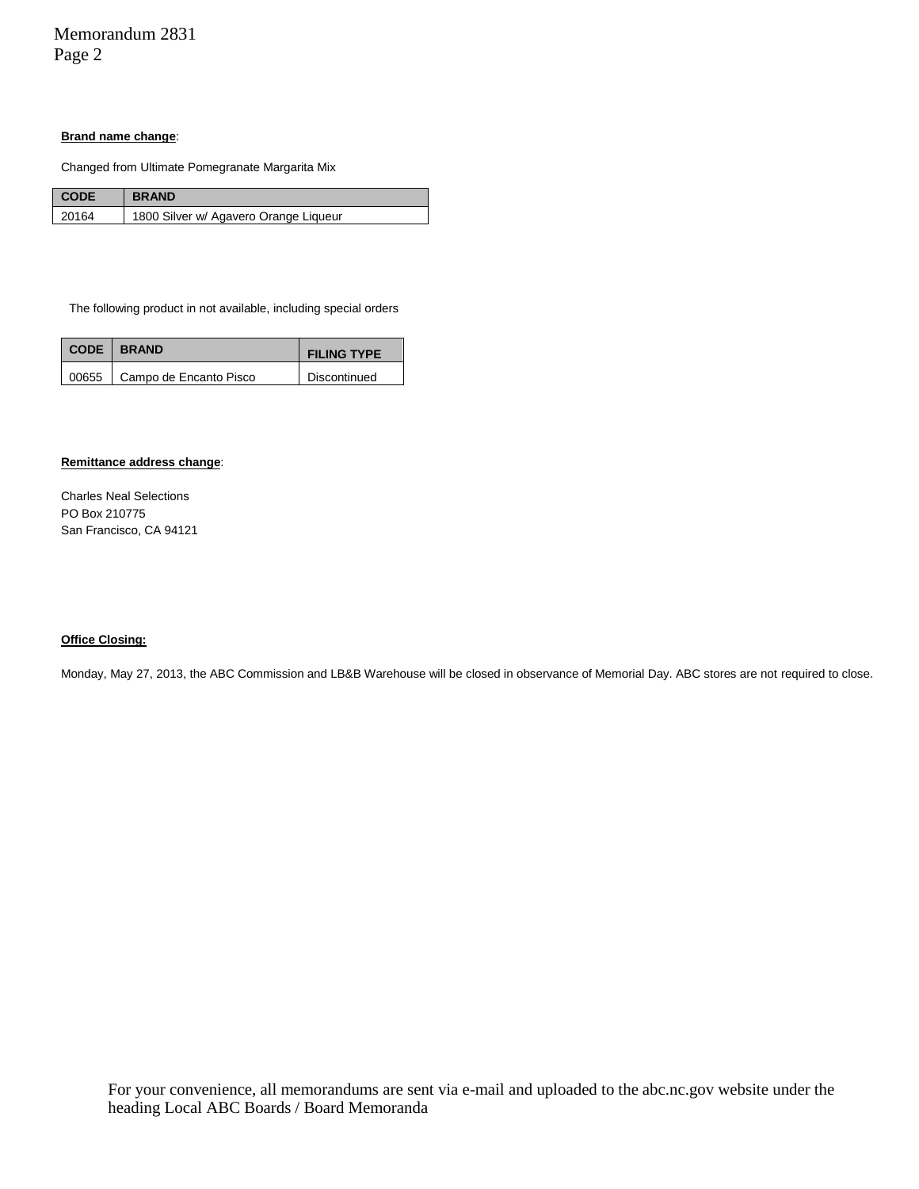**Brand name change**:

Changed from Ultimate Pomegranate Margarita Mix

| CODE | BRAND |
|---|---|
| 20164 | 1800 Silver w/ Agavero Orange Liqueur |

The following product in not available, including special orders

| CODE | BRAND | FILING TYPE |
|---|---|---|
| 00655 | Campo de Encanto Pisco | Discontinued |

**Remittance address change**:

Charles Neal Selections
PO Box 210775
San Francisco, CA 94121

**Office Closing:**

Monday, May 27, 2013, the ABC Commission and LB&B Warehouse will be closed in observance of Memorial Day. ABC stores are not required to close.

For your convenience, all memorandums are sent via e-mail and uploaded to the abc.nc.gov website under the heading Local ABC Boards / Board Memoranda